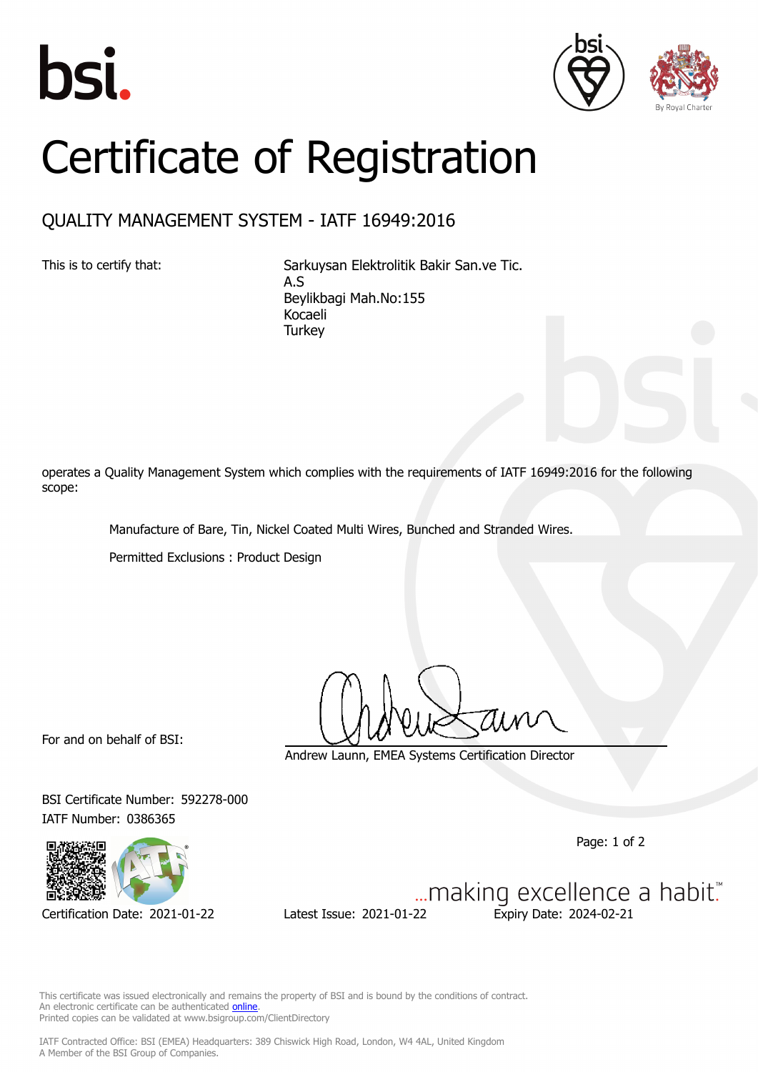# Certificate of Registration

## QUALITY MANAGEMENT SYSTEM - IATF 16949:2016

This is to certify that:

Sarkuysan Elektrolitik Bakir San.ve Tic. A.S
Beylikbagi Mah.No:155
Kocaeli
Turkey

operates a Quality Management System which complies with the requirements of IATF 16949:2016 for the following scope:

Manufacture of Bare, Tin, Nickel Coated Multi Wires, Bunched and Stranded Wires.

Permitted Exclusions : Product Design

For and on behalf of BSI:

Andrew Launn, EMEA Systems Certification Director

BSI Certificate Number: 592278-000
IATF Number: 0386365

Certification Date: 2021-01-22 Latest Issue: 2021-01-22 Expiry Date: 2024-02-21

...making excellence a habit.™

This certificate was issued electronically and remains the property of BSI and is bound by the conditions of contract.
An electronic certificate can be authenticated online.
Printed copies can be validated at www.bsigroup.com/ClientDirectory

IATF Contracted Office: BSI (EMEA) Headquarters: 389 Chiswick High Road, London, W4 4AL, United Kingdom
A Member of the BSI Group of Companies.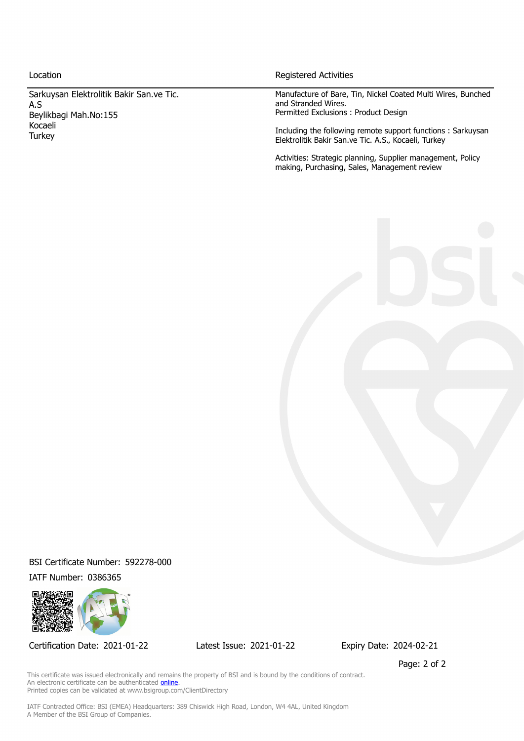| Location | Registered Activities |
|---|---|
| Sarkuysan Elektrolitik Bakir San.ve Tic. A.S<br>Beylikbagi Mah.No:155<br>Kocaeli<br>Turkey | Manufacture of Bare, Tin, Nickel Coated Multi Wires, Bunched and Stranded Wires.<br>Permitted Exclusions : Product Design<br><br>Including the following remote support functions : Sarkuysan Elektrolitik Bakir San.ve Tic. A.S., Kocaeli, Turkey<br><br>Activities: Strategic planning, Supplier management, Policy making, Purchasing, Sales, Management review |

BSI Certificate Number: 592278-000

IATF Number: 0386365

Certification Date: 2021-01-22 Latest Issue: 2021-01-22 Expiry Date: 2024-02-21

This certificate was issued electronically and remains the property of BSI and is bound by the conditions of contract.
An electronic certificate can be authenticated online.
Printed copies can be validated at www.bsigroup.com/ClientDirectory

IATF Contracted Office: BSI (EMEA) Headquarters: 389 Chiswick High Road, London, W4 4AL, United Kingdom
A Member of the BSI Group of Companies.